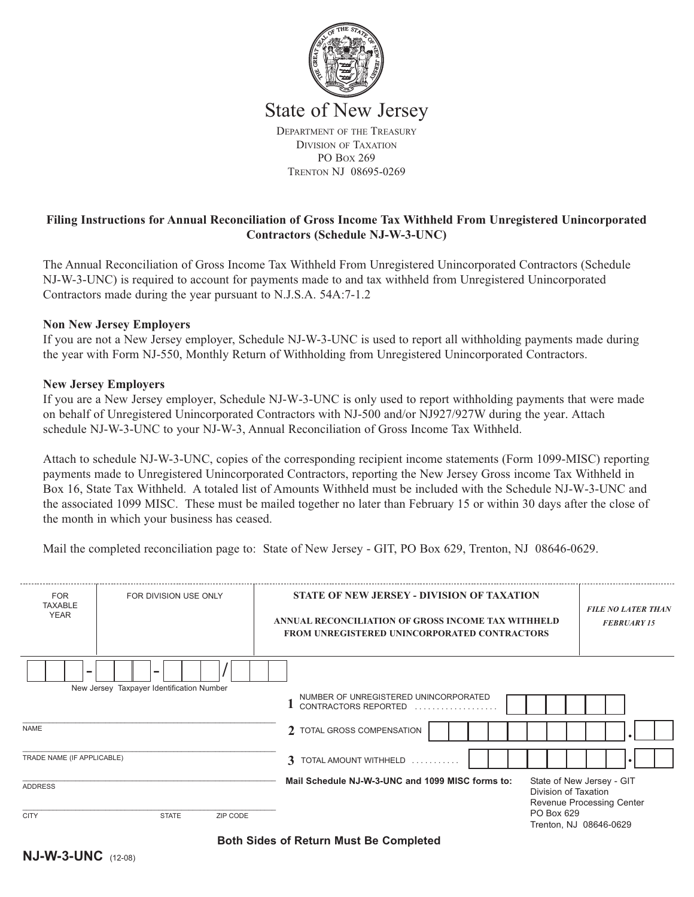# State of New Jersey

DEPARTMENT OF THE TREASURY
DIVISION OF TAXATION
PO BOX 269
TRENTON NJ 08695-0269

**Filing Instructions for Annual Reconciliation of Gross Income Tax Withheld From Unregistered Unincorporated Contractors (Schedule NJ-W-3-UNC)**

The Annual Reconciliation of Gross Income Tax Withheld From Unregistered Unincorporated Contractors (Schedule NJ-W-3-UNC) is required to account for payments made to and tax withheld from Unregistered Unincorporated Contractors made during the year pursuant to N.J.S.A. 54A:7-1.2

**Non New Jersey Employers**

If you are not a New Jersey employer, Schedule NJ-W-3-UNC is used to report all withholding payments made during the year with Form NJ-550, Monthly Return of Withholding from Unregistered Unincorporated Contractors.

**New Jersey Employers**

If you are a New Jersey employer, Schedule NJ-W-3-UNC is only used to report withholding payments that were made on behalf of Unregistered Unincorporated Contractors with NJ-500 and/or NJ927/927W during the year. Attach schedule NJ-W-3-UNC to your NJ-W-3, Annual Reconciliation of Gross Income Tax Withheld.

Attach to schedule NJ-W-3-UNC, copies of the corresponding recipient income statements (Form 1099-MISC) reporting payments made to Unregistered Unincorporated Contractors, reporting the New Jersey Gross income Tax Withheld in Box 16, State Tax Withheld. A totaled list of Amounts Withheld must be included with the Schedule NJ-W-3-UNC and the associated 1099 MISC. These must be mailed together no later than February 15 or within 30 days after the close of the month in which your business has ceased.

Mail the completed reconciliation page to: State of New Jersey - GIT, PO Box 629, Trenton, NJ 08646-0629.

---

| FOR TAXABLE YEAR | FOR DIVISION USE ONLY | **STATE OF NEW JERSEY - DIVISION OF TAXATION** **ANNUAL RECONCILIATION OF GROSS INCOME TAX WITHHELD FROM UNREGISTERED UNINCORPORATED CONTRACTORS** | ***FILE NO LATER THAN FEBRUARY 15*** |
|---|---|---|---|

\_\_\_ \_\_\_ \_\_\_ - \_\_\_ \_\_\_ \_\_\_ - \_\_\_ \_\_\_ \_\_\_ / \_\_\_ \_\_\_ \_\_\_
New Jersey Taxpayer Identification Number

NAME

TRADE NAME (IF APPLICABLE)

ADDRESS

CITY STATE ZIP CODE

**1** NUMBER OF UNREGISTERED UNINCORPORATED CONTRACTORS REPORTED ..................

**2** TOTAL GROSS COMPENSATION .

**3** TOTAL AMOUNT WITHHELD ........... .

**Mail Schedule NJ-W-3-UNC and 1099 MISC forms to:** State of New Jersey - GIT, Division of Taxation, Revenue Processing Center, PO Box 629, Trenton, NJ 08646-0629

**Both Sides of Return Must Be Completed**

**NJ-W-3-UNC** (12-08)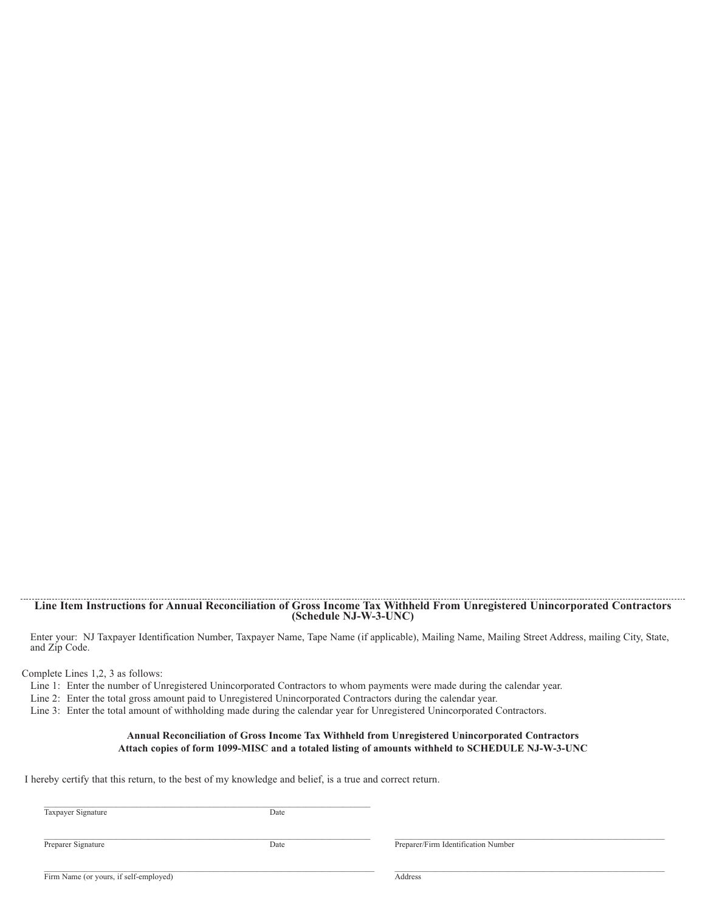## Line Item Instructions for Annual Reconciliation of Gross Income Tax Withheld From Unregistered Unincorporated Contractors (Schedule NJ-W-3-UNC)

Enter your: NJ Taxpayer Identification Number, Taxpayer Name, Tape Name (if applicable), Mailing Name, Mailing Street Address, mailing City, State, and Zip Code.

Complete Lines 1,2, 3 as follows:

- Line 1: Enter the number of Unregistered Unincorporated Contractors to whom payments were made during the calendar year.
- Line 2: Enter the total gross amount paid to Unregistered Unincorporated Contractors during the calendar year.
- Line 3: Enter the total amount of withholding made during the calendar year for Unregistered Unincorporated Contractors.

**Annual Reconciliation of Gross Income Tax Withheld from Unregistered Unincorporated Contractors**
**Attach copies of form 1099-MISC and a totaled listing of amounts withheld to SCHEDULE NJ-W-3-UNC**

I hereby certify that this return, to the best of my knowledge and belief, is a true and correct return.

Taxpayer Signature ____________________ Date ____________

Preparer Signature ____________________ Date ____________ Preparer/Firm Identification Number ____________________

Firm Name (or yours, if self-employed) ____________________ Address ____________________